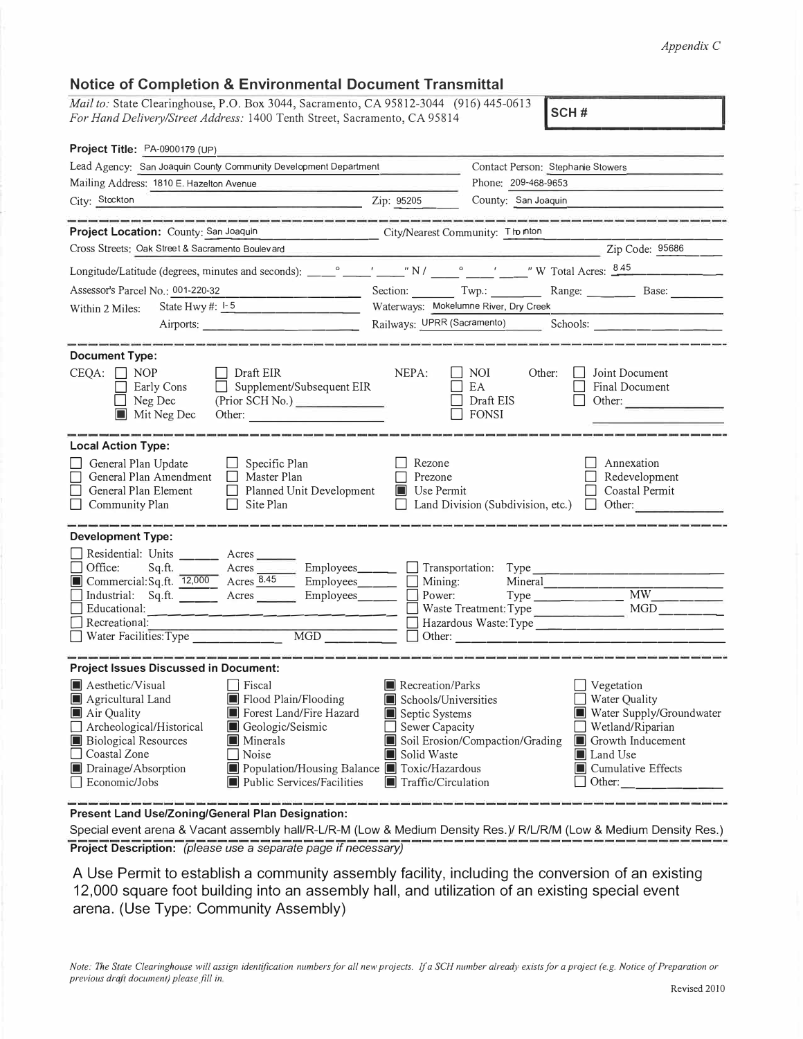*Appendix C*

## Notice of Completion & Environmental Document Transmittal

*Mail to:* State Clearinghouse, P.O. Box 3044, Sacramento, CA 95812-3044 (916) 445-0613
*For Hand Delivery/Street Address:* 1400 Tenth Street, Sacramento, CA 95814

**SCH #**

**Project Title:** PA-0900179 (UP)

Lead Agency: San Joaquin County Community Development Department — Contact Person: Stephanie Stowers

Mailing Address: 1810 E. Hazelton Avenue — Phone: 209-468-9653

City: Stockton — Zip: 95205 — County: San Joaquin

---

**Project Location:** County: San Joaquin — City/Nearest Community: Thornton

Cross Streets: Oak Street & Sacramento Boulevard — Zip Code: 95686

Longitude/Latitude (degrees, minutes and seconds): \_\_\_° \_\_\_' \_\_\_" N / \_\_\_° \_\_\_' \_\_\_" W Total Acres: 8.45

Assessor's Parcel No.: 001-220-32 — Section: \_\_\_ Twp.: \_\_\_ Range: \_\_\_ Base: \_\_\_

Within 2 Miles: State Hwy #: I-5 — Waterways: Mokelumne River, Dry Creek

Airports: \_\_\_ — Railways: UPRR (Sacramento) — Schools: \_\_\_

---

**Document Type:**

CEQA: ☐ NOP ☐ Early Cons ☐ Neg Dec ■ Mit Neg Dec ☐ Draft EIR ☐ Supplement/Subsequent EIR (Prior SCH No.) \_\_\_ Other: \_\_\_

NEPA: ☐ NOI ☐ EA ☐ Draft EIS ☐ FONSI

Other: ☐ Joint Document ☐ Final Document ☐ Other: \_\_\_

---

**Local Action Type:**

☐ General Plan Update ☐ General Plan Amendment ☐ General Plan Element ☐ Community Plan ☐ Specific Plan ☐ Master Plan ☐ Planned Unit Development ☐ Site Plan ☐ Rezone ☐ Prezone ■ Use Permit ☐ Land Division (Subdivision, etc.) ☐ Annexation ☐ Redevelopment ☐ Coastal Permit ☐ Other: \_\_\_

---

**Development Type:**

☐ Residential: Units \_\_\_ Acres \_\_\_
☐ Office: Sq.ft. \_\_\_ Acres \_\_\_ Employees \_\_\_
■ Commercial: Sq.ft. 12,000 Acres 8.45 Employees \_\_\_
☐ Industrial: Sq.ft. \_\_\_ Acres \_\_\_ Employees \_\_\_
☐ Educational: \_\_\_
☐ Recreational: \_\_\_
☐ Water Facilities: Type \_\_\_ MGD \_\_\_
☐ Transportation: Type \_\_\_
☐ Mining: Mineral \_\_\_
☐ Power: Type \_\_\_ MW \_\_\_
☐ Waste Treatment: Type \_\_\_ MGD \_\_\_
☐ Hazardous Waste: Type \_\_\_
☐ Other: \_\_\_

---

**Project Issues Discussed in Document:**

■ Aesthetic/Visual ☐ Fiscal ■ Recreation/Parks ☐ Vegetation
■ Agricultural Land ■ Flood Plain/Flooding ■ Schools/Universities ☐ Water Quality
■ Air Quality ■ Forest Land/Fire Hazard ■ Septic Systems ■ Water Supply/Groundwater
☐ Archeological/Historical ■ Geologic/Seismic ☐ Sewer Capacity ☐ Wetland/Riparian
■ Biological Resources ■ Minerals ■ Soil Erosion/Compaction/Grading ■ Growth Inducement
☐ Coastal Zone ☐ Noise ■ Solid Waste ■ Land Use
■ Drainage/Absorption ■ Population/Housing Balance ■ Toxic/Hazardous ■ Cumulative Effects
☐ Economic/Jobs ■ Public Services/Facilities ■ Traffic/Circulation ☐ Other: \_\_\_

---

**Present Land Use/Zoning/General Plan Designation:**

Special event arena & Vacant assembly hall/R-L/R-M (Low & Medium Density Res.)/ R/L/R/M (Low & Medium Density Res.)

**Project Description:** *(please use a separate page if necessary)*

A Use Permit to establish a community assembly facility, including the conversion of an existing 12,000 square foot building into an assembly hall, and utilization of an existing special event arena. (Use Type: Community Assembly)

*Note: The State Clearinghouse will assign identification numbers for all new projects. If a SCH number already exists for a project (e.g. Notice of Preparation or previous draft document) please fill in.*

Revised 2010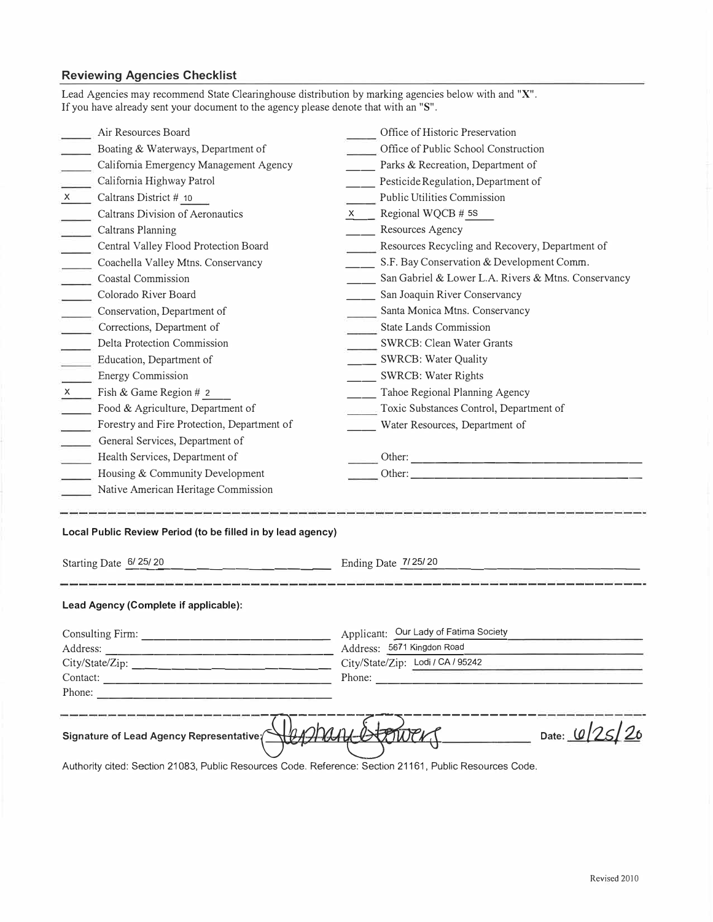## Reviewing Agencies Checklist

Lead Agencies may recommend State Clearinghouse distribution by marking agencies below with and "**X**".
If you have already sent your document to the agency please denote that with an "**S**".

| | | | |
|---|---|---|---|
| ____ | Air Resources Board | ____ | Office of Historic Preservation |
| ____ | Boating & Waterways, Department of | ____ | Office of Public School Construction |
| ____ | California Emergency Management Agency | ____ | Parks & Recreation, Department of |
| ____ | California Highway Patrol | ____ | Pesticide Regulation, Department of |
| X | Caltrans District # 10 | ____ | Public Utilities Commission |
| ____ | Caltrans Division of Aeronautics | X | Regional WQCB # 5S |
| ____ | Caltrans Planning | ____ | Resources Agency |
| ____ | Central Valley Flood Protection Board | ____ | Resources Recycling and Recovery, Department of |
| ____ | Coachella Valley Mtns. Conservancy | ____ | S.F. Bay Conservation & Development Comm. |
| ____ | Coastal Commission | ____ | San Gabriel & Lower L.A. Rivers & Mtns. Conservancy |
| ____ | Colorado River Board | ____ | San Joaquin River Conservancy |
| ____ | Conservation, Department of | ____ | Santa Monica Mtns. Conservancy |
| ____ | Corrections, Department of | ____ | State Lands Commission |
| ____ | Delta Protection Commission | ____ | SWRCB: Clean Water Grants |
| ____ | Education, Department of | ____ | SWRCB: Water Quality |
| ____ | Energy Commission | ____ | SWRCB: Water Rights |
| X | Fish & Game Region # 2 | ____ | Tahoe Regional Planning Agency |
| ____ | Food & Agriculture, Department of | ____ | Toxic Substances Control, Department of |
| ____ | Forestry and Fire Protection, Department of | ____ | Water Resources, Department of |
| ____ | General Services, Department of | | |
| ____ | Health Services, Department of | ____ | Other: ____________ |
| ____ | Housing & Community Development | ____ | Other: ____________ |
| ____ | Native American Heritage Commission | | |

---

**Local Public Review Period (to be filled in by lead agency)**

Starting Date 6/25/20 Ending Date 7/25/20

---

**Lead Agency (Complete if applicable):**

| | |
|---|---|
| Consulting Firm: | Applicant: Our Lady of Fatima Society |
| Address: | Address: 5671 Kingdon Road |
| City/State/Zip: | City/State/Zip: Lodi / CA / 95242 |
| Contact: | Phone: |
| Phone: | |

---

**Signature of Lead Agency Representative:** Stephanie Stowers **Date:** 6/25/20

Authority cited: Section 21083, Public Resources Code. Reference: Section 21161, Public Resources Code.

Revised 2010